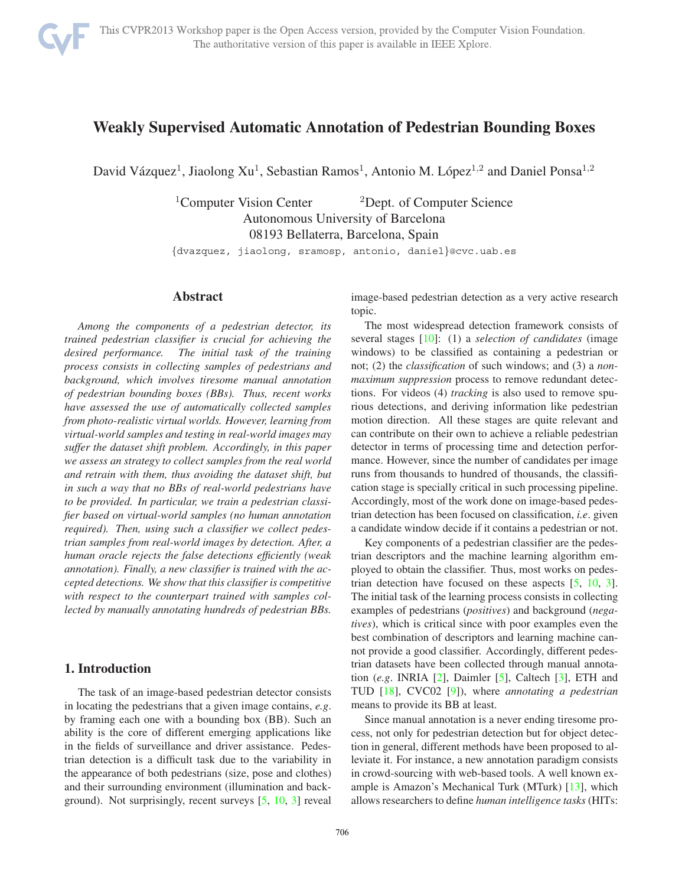# Weakly Supervised Automatic Annotation of Pedestrian Bounding Boxes

David Vázquez[1], Jiaolong Xu[1], Sebastian Ramos[1], Antonio M. López[1,2] and Daniel Ponsa[1,2]

[1]Computer Vision Center [2]Dept. of Computer Science
Autonomous University of Barcelona
08193 Bellaterra, Barcelona, Spain

{dvazquez, jiaolong, sramosp, antonio, daniel}@cvc.uab.es

## Abstract

*Among the components of a pedestrian detector, its trained pedestrian classifier is crucial for achieving the desired performance. The initial task of the training process consists in collecting samples of pedestrians and background, which involves tiresome manual annotation of pedestrian bounding boxes (BBs). Thus, recent works have assessed the use of automatically collected samples from photo-realistic virtual worlds. However, learning from virtual-world samples and testing in real-world images may suffer the dataset shift problem. Accordingly, in this paper we assess an strategy to collect samples from the real world and retrain with them, thus avoiding the dataset shift, but in such a way that no BBs of real-world pedestrians have to be provided. In particular, we train a pedestrian classifier based on virtual-world samples (no human annotation required). Then, using such a classifier we collect pedestrian samples from real-world images by detection. After, a human oracle rejects the false detections efficiently (weak annotation). Finally, a new classifier is trained with the accepted detections. We show that this classifier is competitive with respect to the counterpart trained with samples collected by manually annotating hundreds of pedestrian BBs.*

## 1. Introduction

The task of an image-based pedestrian detector consists in locating the pedestrians that a given image contains, *e.g*. by framing each one with a bounding box (BB). Such an ability is the core of different emerging applications like in the fields of surveillance and driver assistance. Pedestrian detection is a difficult task due to the variability in the appearance of both pedestrians (size, pose and clothes) and their surrounding environment (illumination and background). Not surprisingly, recent surveys [5, 10, 3] reveal image-based pedestrian detection as a very active research topic.

The most widespread detection framework consists of several stages [10]: (1) a *selection of candidates* (image windows) to be classified as containing a pedestrian or not; (2) the *classification* of such windows; and (3) a *non-maximum suppression* process to remove redundant detections. For videos (4) *tracking* is also used to remove spurious detections, and deriving information like pedestrian motion direction. All these stages are quite relevant and can contribute on their own to achieve a reliable pedestrian detector in terms of processing time and detection performance. However, since the number of candidates per image runs from thousands to hundred of thousands, the classification stage is specially critical in such processing pipeline. Accordingly, most of the work done on image-based pedestrian detection has been focused on classification, *i.e*. given a candidate window decide if it contains a pedestrian or not.

Key components of a pedestrian classifier are the pedestrian descriptors and the machine learning algorithm employed to obtain the classifier. Thus, most works on pedestrian detection have focused on these aspects [5, 10, 3]. The initial task of the learning process consists in collecting examples of pedestrians (*positives*) and background (*negatives*), which is critical since with poor examples even the best combination of descriptors and learning machine cannot provide a good classifier. Accordingly, different pedestrian datasets have been collected through manual annotation (*e.g*. INRIA [2], Daimler [5], Caltech [3], ETH and TUD [18], CVC02 [9]), where *annotating a pedestrian* means to provide its BB at least.

Since manual annotation is a never ending tiresome process, not only for pedestrian detection but for object detection in general, different methods have been proposed to alleviate it. For instance, a new annotation paradigm consists in crowd-sourcing with web-based tools. A well known example is Amazon's Mechanical Turk (MTurk) [13], which allows researchers to define *human intelligence tasks* (HITs: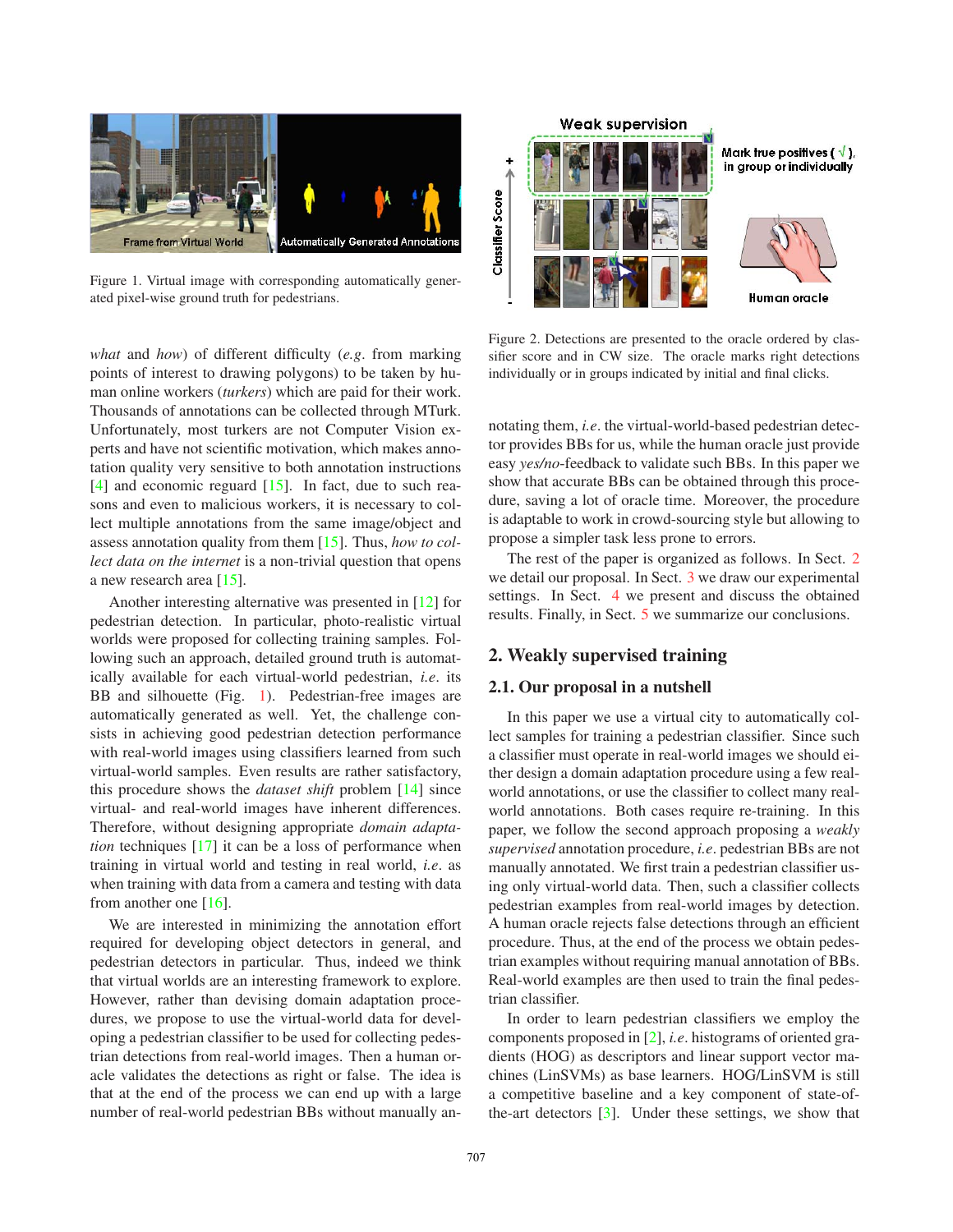Figure 1. Virtual image with corresponding automatically generated pixel-wise ground truth for pedestrians.

Figure 2. Detections are presented to the oracle ordered by classifier score and in CW size. The oracle marks right detections individually or in groups indicated by initial and final clicks.

*what* and *how*) of different difficulty (*e.g.* from marking points of interest to drawing polygons) to be taken by human online workers (*turkers*) which are paid for their work. Thousands of annotations can be collected through MTurk. Unfortunately, most turkers are not Computer Vision experts and have not scientific motivation, which makes annotation quality very sensitive to both annotation instructions [4] and economic reguard [15]. In fact, due to such reasons and even to malicious workers, it is necessary to collect multiple annotations from the same image/object and assess annotation quality from them [15]. Thus, *how to collect data on the internet* is a non-trivial question that opens a new research area [15].

Another interesting alternative was presented in [12] for pedestrian detection. In particular, photo-realistic virtual worlds were proposed for collecting training samples. Following such an approach, detailed ground truth is automatically available for each virtual-world pedestrian, *i.e.* its BB and silhouette (Fig. 1). Pedestrian-free images are automatically generated as well. Yet, the challenge consists in achieving good pedestrian detection performance with real-world images using classifiers learned from such virtual-world samples. Even results are rather satisfactory, this procedure shows the *dataset shift* problem [14] since virtual- and real-world images have inherent differences. Therefore, without designing appropriate *domain adaptation* techniques [17] it can be a loss of performance when training in virtual world and testing in real world, *i.e.* as when training with data from a camera and testing with data from another one [16].

We are interested in minimizing the annotation effort required for developing object detectors in general, and pedestrian detectors in particular. Thus, indeed we think that virtual worlds are an interesting framework to explore. However, rather than devising domain adaptation procedures, we propose to use the virtual-world data for developing a pedestrian classifier to be used for collecting pedestrian detections from real-world images. Then a human oracle validates the detections as right or false. The idea is that at the end of the process we can end up with a large number of real-world pedestrian BBs without manually annotating them, *i.e.* the virtual-world-based pedestrian detector provides BBs for us, while the human oracle just provide easy *yes/no*-feedback to validate such BBs. In this paper we show that accurate BBs can be obtained through this procedure, saving a lot of oracle time. Moreover, the procedure is adaptable to work in crowd-sourcing style but allowing to propose a simpler task less prone to errors.

The rest of the paper is organized as follows. In Sect. 2 we detail our proposal. In Sect. 3 we draw our experimental settings. In Sect. 4 we present and discuss the obtained results. Finally, in Sect. 5 we summarize our conclusions.

## 2. Weakly supervised training

### 2.1. Our proposal in a nutshell

In this paper we use a virtual city to automatically collect samples for training a pedestrian classifier. Since such a classifier must operate in real-world images we should either design a domain adaptation procedure using a few real-world annotations, or use the classifier to collect many real-world annotations. Both cases require re-training. In this paper, we follow the second approach proposing a *weakly supervised* annotation procedure, *i.e.* pedestrian BBs are not manually annotated. We first train a pedestrian classifier using only virtual-world data. Then, such a classifier collects pedestrian examples from real-world images by detection. A human oracle rejects false detections through an efficient procedure. Thus, at the end of the process we obtain pedestrian examples without requiring manual annotation of BBs. Real-world examples are then used to train the final pedestrian classifier.

In order to learn pedestrian classifiers we employ the components proposed in [2], *i.e.* histograms of oriented gradients (HOG) as descriptors and linear support vector machines (LinSVMs) as base learners. HOG/LinSVM is still a competitive baseline and a key component of state-of-the-art detectors [3]. Under these settings, we show that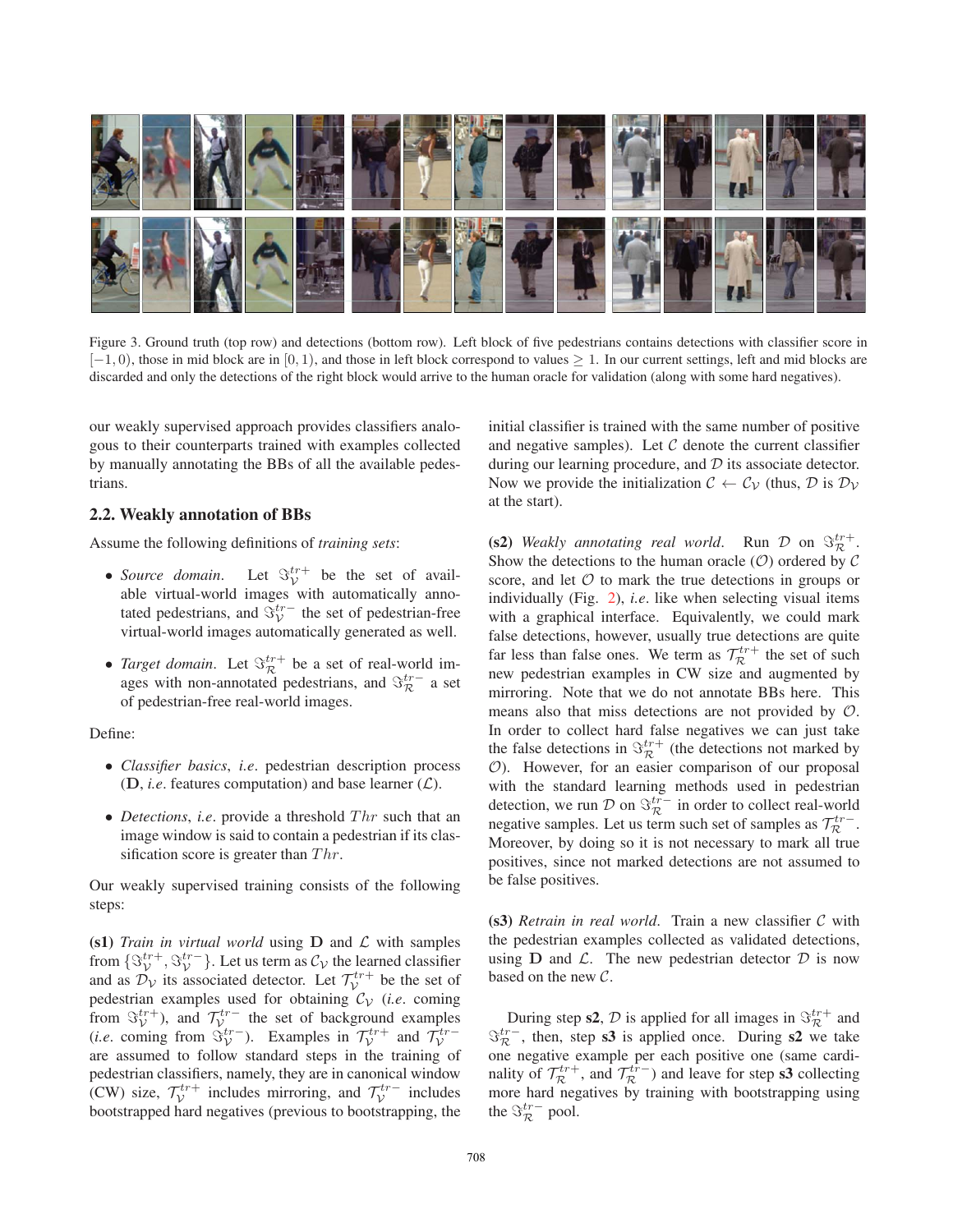Figure 3. Ground truth (top row) and detections (bottom row). Left block of five pedestrians contains detections with classifier score in $[-1, 0)$, those in mid block are in $[0, 1)$, and those in left block correspond to values $\geq 1$. In our current settings, left and mid blocks are discarded and only the detections of the right block would arrive to the human oracle for validation (along with some hard negatives).

our weakly supervised approach provides classifiers analogous to their counterparts trained with examples collected by manually annotating the BBs of all the available pedestrians.

## 2.2. Weakly annotation of BBs

Assume the following definitions of *training sets*:

- *Source domain*. Let $\Im_{\mathcal{V}}^{tr+}$ be the set of available virtual-world images with automatically annotated pedestrians, and $\Im_{\mathcal{V}}^{tr-}$ the set of pedestrian-free virtual-world images automatically generated as well.
- *Target domain*. Let $\Im_{\mathcal{R}}^{tr+}$ be a set of real-world images with non-annotated pedestrians, and $\Im_{\mathcal{R}}^{tr-}$ a set of pedestrian-free real-world images.

Define:

- *Classifier basics*, *i.e*. pedestrian description process (**D**, *i.e*. features computation) and base learner ($\mathcal{L}$).
- *Detections*, *i.e*. provide a threshold $Thr$ such that an image window is said to contain a pedestrian if its classification score is greater than $Thr$.

Our weakly supervised training consists of the following steps:

**(s1)** *Train in virtual world* using **D** and $\mathcal{L}$ with samples from $\{\Im_{\mathcal{V}}^{tr+}, \Im_{\mathcal{V}}^{tr-}\}$. Let us term as $\mathcal{C}_{\mathcal{V}}$ the learned classifier and as $\mathcal{D}_{\mathcal{V}}$ its associated detector. Let $\mathcal{T}_{\mathcal{V}}^{tr+}$ be the set of pedestrian examples used for obtaining $\mathcal{C}_{\mathcal{V}}$ (*i.e*. coming from $\Im_{\mathcal{V}}^{tr+}$), and $\mathcal{T}_{\mathcal{V}}^{tr-}$ the set of background examples (*i.e*. coming from $\Im_{\mathcal{V}}^{tr-}$). Examples in $\mathcal{T}_{\mathcal{V}}^{tr+}$ and $\mathcal{T}_{\mathcal{V}}^{tr-}$ are assumed to follow standard steps in the training of pedestrian classifiers, namely, they are in canonical window (CW) size, $\mathcal{T}_{\mathcal{V}}^{tr+}$ includes mirroring, and $\mathcal{T}_{\mathcal{V}}^{tr-}$ includes bootstrapped hard negatives (previous to bootstrapping, the initial classifier is trained with the same number of positive and negative samples). Let $\mathcal{C}$ denote the current classifier during our learning procedure, and $\mathcal{D}$ its associate detector. Now we provide the initialization $\mathcal{C} \leftarrow \mathcal{C}_{\mathcal{V}}$ (thus, $\mathcal{D}$ is $\mathcal{D}_{\mathcal{V}}$ at the start).

**(s2)** *Weakly annotating real world*. Run $\mathcal{D}$ on $\Im_{\mathcal{R}}^{tr+}$. Show the detections to the human oracle ($\mathcal{O}$) ordered by $\mathcal{C}$ score, and let $\mathcal{O}$ to mark the true detections in groups or individually (Fig. 2), *i.e*. like when selecting visual items with a graphical interface. Equivalently, we could mark false detections, however, usually true detections are quite far less than false ones. We term as $\mathcal{T}_{\mathcal{R}}^{tr+}$ the set of such new pedestrian examples in CW size and augmented by mirroring. Note that we do not annotate BBs here. This means also that miss detections are not provided by $\mathcal{O}$. In order to collect hard false negatives we can just take the false detections in $\Im_{\mathcal{R}}^{tr+}$ (the detections not marked by $\mathcal{O}$). However, for an easier comparison of our proposal with the standard learning methods used in pedestrian detection, we run $\mathcal{D}$ on $\Im_{\mathcal{R}}^{tr-}$ in order to collect real-world negative samples. Let us term such set of samples as $\mathcal{T}_{\mathcal{R}}^{tr-}$. Moreover, by doing so it is not necessary to mark all true positives, since not marked detections are not assumed to be false positives.

**(s3)** *Retrain in real world*. Train a new classifier $\mathcal{C}$ with the pedestrian examples collected as validated detections, using **D** and $\mathcal{L}$. The new pedestrian detector $\mathcal{D}$ is now based on the new $\mathcal{C}$.

During step **s2**, $\mathcal{D}$ is applied for all images in $\Im_{\mathcal{R}}^{tr+}$ and $\Im_{\mathcal{R}}^{tr-}$, then, step **s3** is applied once. During **s2** we take one negative example per each positive one (same cardinality of $\mathcal{T}_{\mathcal{R}}^{tr+}$, and $\mathcal{T}_{\mathcal{R}}^{tr-}$) and leave for step **s3** collecting more hard negatives by training with bootstrapping using the $\Im_{\mathcal{R}}^{tr-}$ pool.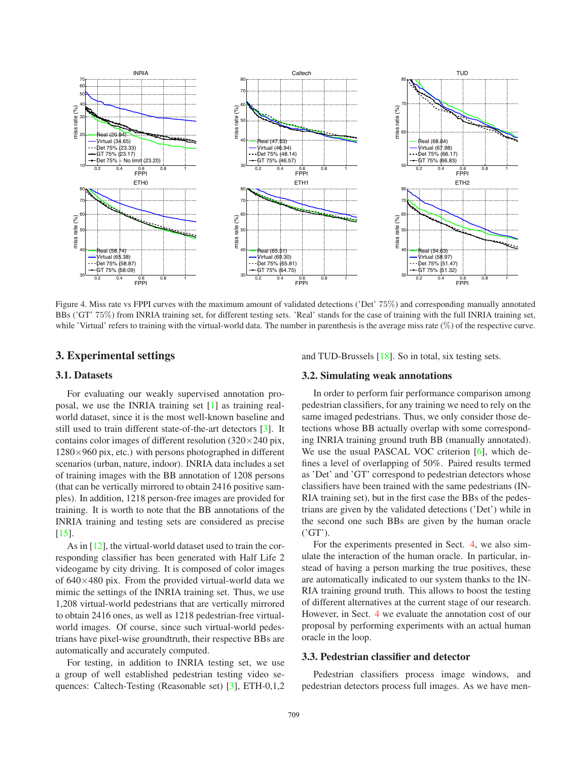Figure 4. Miss rate vs FPPI curves with the maximum amount of validated detections ('Det' 75%) and corresponding manually annotated BBs ('GT' 75%) from INRIA training set, for different testing sets. 'Real' stands for the case of training with the full INRIA training set, while 'Virtual' refers to training with the virtual-world data. The number in parenthesis is the average miss rate (%) of the respective curve.

## 3. Experimental settings

### 3.1. Datasets

For evaluating our weakly supervised annotation proposal, we use the INRIA training set [1] as training real-world dataset, since it is the most well-known baseline and still used to train different state-of-the-art detectors [3]. It contains color images of different resolution (320×240 pix, 1280×960 pix, etc.) with persons photographed in different scenarios (urban, nature, indoor). INRIA data includes a set of training images with the BB annotation of 1208 persons (that can be vertically mirrored to obtain 2416 positive samples). In addition, 1218 person-free images are provided for training. It is worth to note that the BB annotations of the INRIA training and testing sets are considered as precise [15].

As in [12], the virtual-world dataset used to train the corresponding classifier has been generated with Half Life 2 videogame by city driving. It is composed of color images of 640×480 pix. From the provided virtual-world data we mimic the settings of the INRIA training set. Thus, we use 1,208 virtual-world pedestrians that are vertically mirrored to obtain 2416 ones, as well as 1218 pedestrian-free virtual-world images. Of course, since such virtual-world pedestrians have pixel-wise groundtruth, their respective BBs are automatically and accurately computed.

For testing, in addition to INRIA testing set, we use a group of well established pedestrian testing video sequences: Caltech-Testing (Reasonable set) [3], ETH-0,1,2 and TUD-Brussels [18]. So in total, six testing sets.

### 3.2. Simulating weak annotations

In order to perform fair performance comparison among pedestrian classifiers, for any training we need to rely on the same imaged pedestrians. Thus, we only consider those detections whose BB actually overlap with some corresponding INRIA training ground truth BB (manually annotated). We use the usual PASCAL VOC criterion [6], which defines a level of overlapping of 50%. Paired results termed as 'Det' and 'GT' correspond to pedestrian detectors whose classifiers have been trained with the same pedestrians (INRIA training set), but in the first case the BBs of the pedestrians are given by the validated detections ('Det') while in the second one such BBs are given by the human oracle ('GT').

For the experiments presented in Sect. 4, we also simulate the interaction of the human oracle. In particular, instead of having a person marking the true positives, these are automatically indicated to our system thanks to the INRIA training ground truth. This allows to boost the testing of different alternatives at the current stage of our research. However, in Sect. 4 we evaluate the annotation cost of our proposal by performing experiments with an actual human oracle in the loop.

### 3.3. Pedestrian classifier and detector

Pedestrian classifiers process image windows, and pedestrian detectors process full images. As we have men-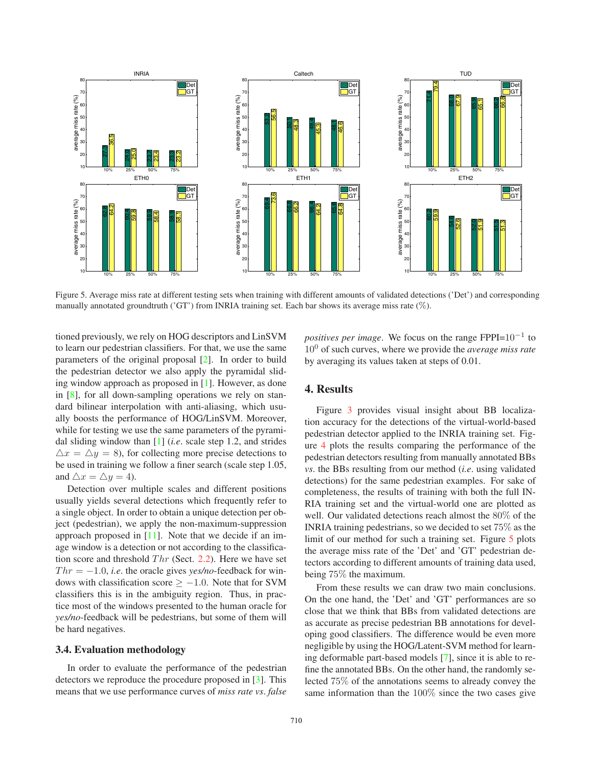Figure 5. Average miss rate at different testing sets when training with different amounts of validated detections ('Det') and corresponding manually annotated groundtruth ('GT') from INRIA training set. Each bar shows its average miss rate (%).

tioned previously, we rely on HOG descriptors and LinSVM to learn our pedestrian classifiers. For that, we use the same parameters of the original proposal [2]. In order to build the pedestrian detector we also apply the pyramidal sliding window approach as proposed in [1]. However, as done in [8], for all down-sampling operations we rely on standard bilinear interpolation with anti-aliasing, which usually boosts the performance of HOG/LinSVM. Moreover, while for testing we use the same parameters of the pyramidal sliding window than [1] (*i.e.* scale step 1.2, and strides $\triangle x = \triangle y = 8$), for collecting more precise detections to be used in training we follow a finer search (scale step 1.05, and $\triangle x = \triangle y = 4$).

Detection over multiple scales and different positions usually yields several detections which frequently refer to a single object. In order to obtain a unique detection per object (pedestrian), we apply the non-maximum-suppression approach proposed in [11]. Note that we decide if an image window is a detection or not according to the classification score and threshold $Thr$ (Sect. 2.2). Here we have set $Thr = -1.0$, *i.e.* the oracle gives *yes/no*-feedback for windows with classification score $\geq -1.0$. Note that for SVM classifiers this is in the ambiguity region. Thus, in practice most of the windows presented to the human oracle for *yes/no*-feedback will be pedestrians, but some of them will be hard negatives.

### 3.4. Evaluation methodology

In order to evaluate the performance of the pedestrian detectors we reproduce the procedure proposed in [3]. This means that we use performance curves of *miss rate vs. false positives per image*. We focus on the range FPPI=$10^{-1}$ to $10^{0}$ of such curves, where we provide the *average miss rate* by averaging its values taken at steps of 0.01.

## 4. Results

Figure 3 provides visual insight about BB localization accuracy for the detections of the virtual-world-based pedestrian detector applied to the INRIA training set. Figure 4 plots the results comparing the performance of the pedestrian detectors resulting from manually annotated BBs *vs.* the BBs resulting from our method (*i.e.* using validated detections) for the same pedestrian examples. For sake of completeness, the results of training with both the full INRIA training set and the virtual-world one are plotted as well. Our validated detections reach almost the 80% of the INRIA training pedestrians, so we decided to set 75% as the limit of our method for such a training set. Figure 5 plots the average miss rate of the 'Det' and 'GT' pedestrian detectors according to different amounts of training data used, being 75% the maximum.

From these results we can draw two main conclusions. On the one hand, the 'Det' and 'GT' performances are so close that we think that BBs from validated detections are as accurate as precise pedestrian BB annotations for developing good classifiers. The difference would be even more negligible by using the HOG/Latent-SVM method for learning deformable part-based models [7], since it is able to refine the annotated BBs. On the other hand, the randomly selected 75% of the annotations seems to already convey the same information than the 100% since the two cases give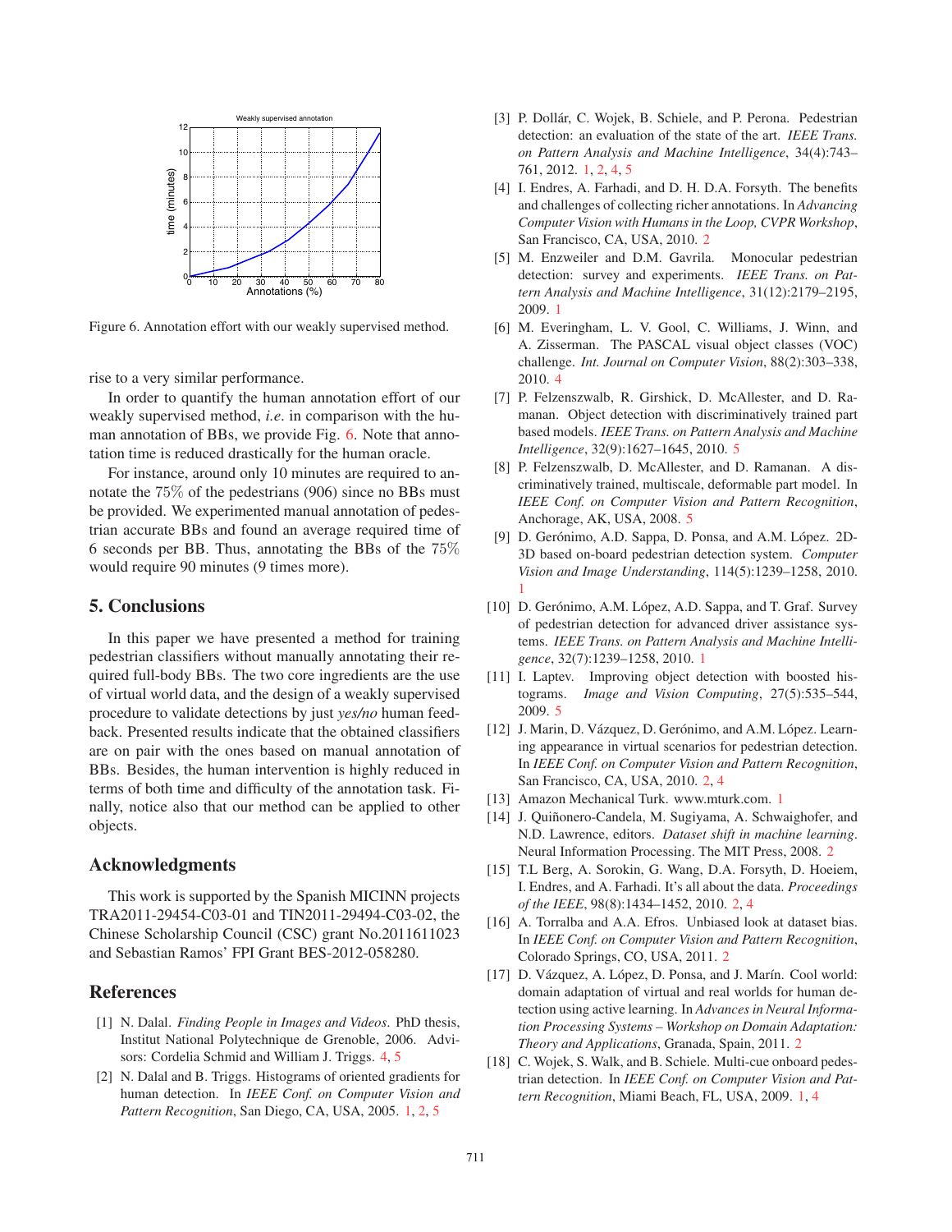Weakly supervised annotation

time (minutes)

12
10
8
6
4
2
0

0 10 20 30 40 50 60 70 80

Annotations (%)

Figure 6. Annotation effort with our weakly supervised method.

rise to a very similar performance.

In order to quantify the human annotation effort of our weakly supervised method, *i.e.* in comparison with the human annotation of BBs, we provide Fig. 6. Note that annotation time is reduced drastically for the human oracle.

For instance, around only 10 minutes are required to annotate the 75% of the pedestrians (906) since no BBs must be provided. We experimented manual annotation of pedestrian accurate BBs and found an average required time of 6 seconds per BB. Thus, annotating the BBs of the 75% would require 90 minutes (9 times more).

## 5. Conclusions

In this paper we have presented a method for training pedestrian classifiers without manually annotating their required full-body BBs. The two core ingredients are the use of virtual world data, and the design of a weakly supervised procedure to validate detections by just *yes/no* human feedback. Presented results indicate that the obtained classifiers are on pair with the ones based on manual annotation of BBs. Besides, the human intervention is highly reduced in terms of both time and difficulty of the annotation task. Finally, notice also that our method can be applied to other objects.

## Acknowledgments

This work is supported by the Spanish MICINN projects TRA2011-29454-C03-01 and TIN2011-29494-C03-02, the Chinese Scholarship Council (CSC) grant No.2011611023 and Sebastian Ramos' FPI Grant BES-2012-058280.

## References

[1] N. Dalal. *Finding People in Images and Videos*. PhD thesis, Institut National Polytechnique de Grenoble, 2006. Advisors: Cordelia Schmid and William J. Triggs. 4, 5

[2] N. Dalal and B. Triggs. Histograms of oriented gradients for human detection. In *IEEE Conf. on Computer Vision and Pattern Recognition*, San Diego, CA, USA, 2005. 1, 2, 5

[3] P. Dollár, C. Wojek, B. Schiele, and P. Perona. Pedestrian detection: an evaluation of the state of the art. *IEEE Trans. on Pattern Analysis and Machine Intelligence*, 34(4):743–761, 2012. 1, 2, 4, 5

[4] I. Endres, A. Farhadi, and D. H. D.A. Forsyth. The benefits and challenges of collecting richer annotations. In *Advancing Computer Vision with Humans in the Loop, CVPR Workshop*, San Francisco, CA, USA, 2010. 2

[5] M. Enzweiler and D.M. Gavrila. Monocular pedestrian detection: survey and experiments. *IEEE Trans. on Pattern Analysis and Machine Intelligence*, 31(12):2179–2195, 2009. 1

[6] M. Everingham, L. V. Gool, C. Williams, J. Winn, and A. Zisserman. The PASCAL visual object classes (VOC) challenge. *Int. Journal on Computer Vision*, 88(2):303–338, 2010. 4

[7] P. Felzenszwalb, R. Girshick, D. McAllester, and D. Ramanan. Object detection with discriminatively trained part based models. *IEEE Trans. on Pattern Analysis and Machine Intelligence*, 32(9):1627–1645, 2010. 5

[8] P. Felzenszwalb, D. McAllester, and D. Ramanan. A discriminatively trained, multiscale, deformable part model. In *IEEE Conf. on Computer Vision and Pattern Recognition*, Anchorage, AK, USA, 2008. 5

[9] D. Gerónimo, A.D. Sappa, D. Ponsa, and A.M. López. 2D-3D based on-board pedestrian detection system. *Computer Vision and Image Understanding*, 114(5):1239–1258, 2010. 1

[10] D. Gerónimo, A.M. López, A.D. Sappa, and T. Graf. Survey of pedestrian detection for advanced driver assistance systems. *IEEE Trans. on Pattern Analysis and Machine Intelligence*, 32(7):1239–1258, 2010. 1

[11] I. Laptev. Improving object detection with boosted histograms. *Image and Vision Computing*, 27(5):535–544, 2009. 5

[12] J. Marin, D. Vázquez, D. Gerónimo, and A.M. López. Learning appearance in virtual scenarios for pedestrian detection. In *IEEE Conf. on Computer Vision and Pattern Recognition*, San Francisco, CA, USA, 2010. 2, 4

[13] Amazon Mechanical Turk. www.mturk.com. 1

[14] J. Quiñonero-Candela, M. Sugiyama, A. Schwaighofer, and N.D. Lawrence, editors. *Dataset shift in machine learning*. Neural Information Processing. The MIT Press, 2008. 2

[15] T.L Berg, A. Sorokin, G. Wang, D.A. Forsyth, D. Hoeiem, I. Endres, and A. Farhadi. It's all about the data. *Proceedings of the IEEE*, 98(8):1434–1452, 2010. 2, 4

[16] A. Torralba and A.A. Efros. Unbiased look at dataset bias. In *IEEE Conf. on Computer Vision and Pattern Recognition*, Colorado Springs, CO, USA, 2011. 2

[17] D. Vázquez, A. López, D. Ponsa, and J. Marín. Cool world: domain adaptation of virtual and real worlds for human detection using active learning. In *Advances in Neural Information Processing Systems – Workshop on Domain Adaptation: Theory and Applications*, Granada, Spain, 2011. 2

[18] C. Wojek, S. Walk, and B. Schiele. Multi-cue onboard pedestrian detection. In *IEEE Conf. on Computer Vision and Pattern Recognition*, Miami Beach, FL, USA, 2009. 1, 4